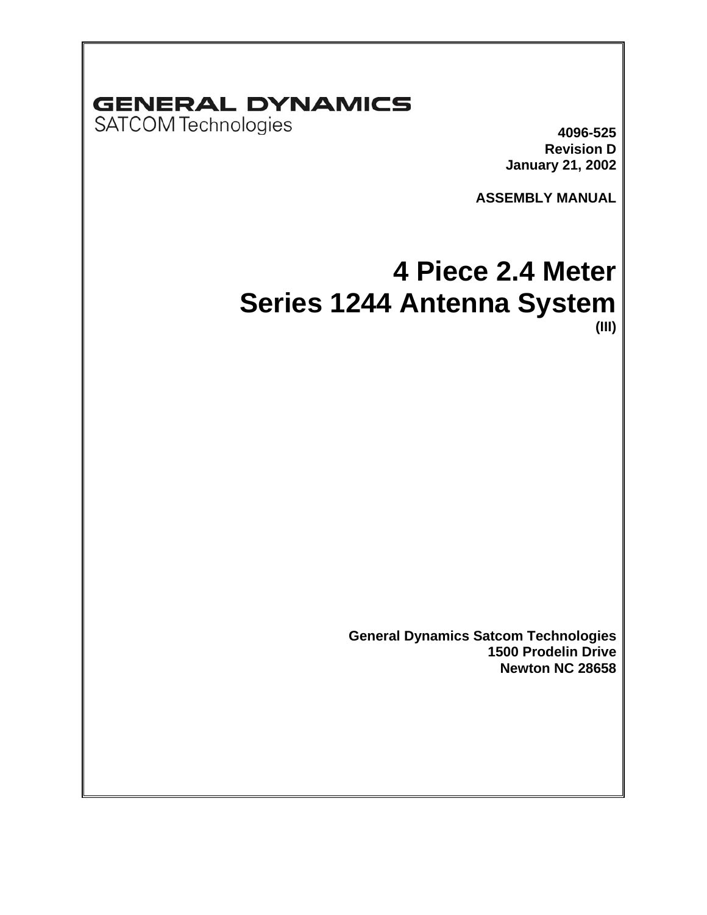**GENERAL DYNAMICS**
SATCOM Technologies

**4096-525**
**Revision D**
**January 21, 2002**

**ASSEMBLY MANUAL**

# 4 Piece 2.4 Meter Series 1244 Antenna System

**(III)**

**General Dynamics Satcom Technologies**
**1500 Prodelin Drive**
**Newton NC 28658**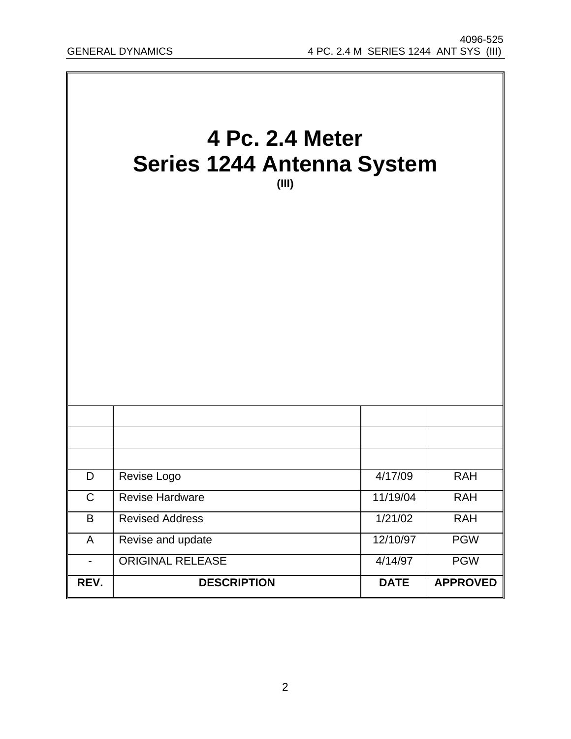# 4 Pc. 2.4 Meter
# Series 1244 Antenna System

**(III)**

| REV. | DESCRIPTION | DATE | APPROVED |
|---|---|---|---|
| | | | |
| | | | |
| | | | |
| D | Revise Logo | 4/17/09 | RAH |
| C | Revise Hardware | 11/19/04 | RAH |
| B | Revised Address | 1/21/02 | RAH |
| A | Revise and update | 12/10/97 | PGW |
| - | ORIGINAL RELEASE | 4/14/97 | PGW |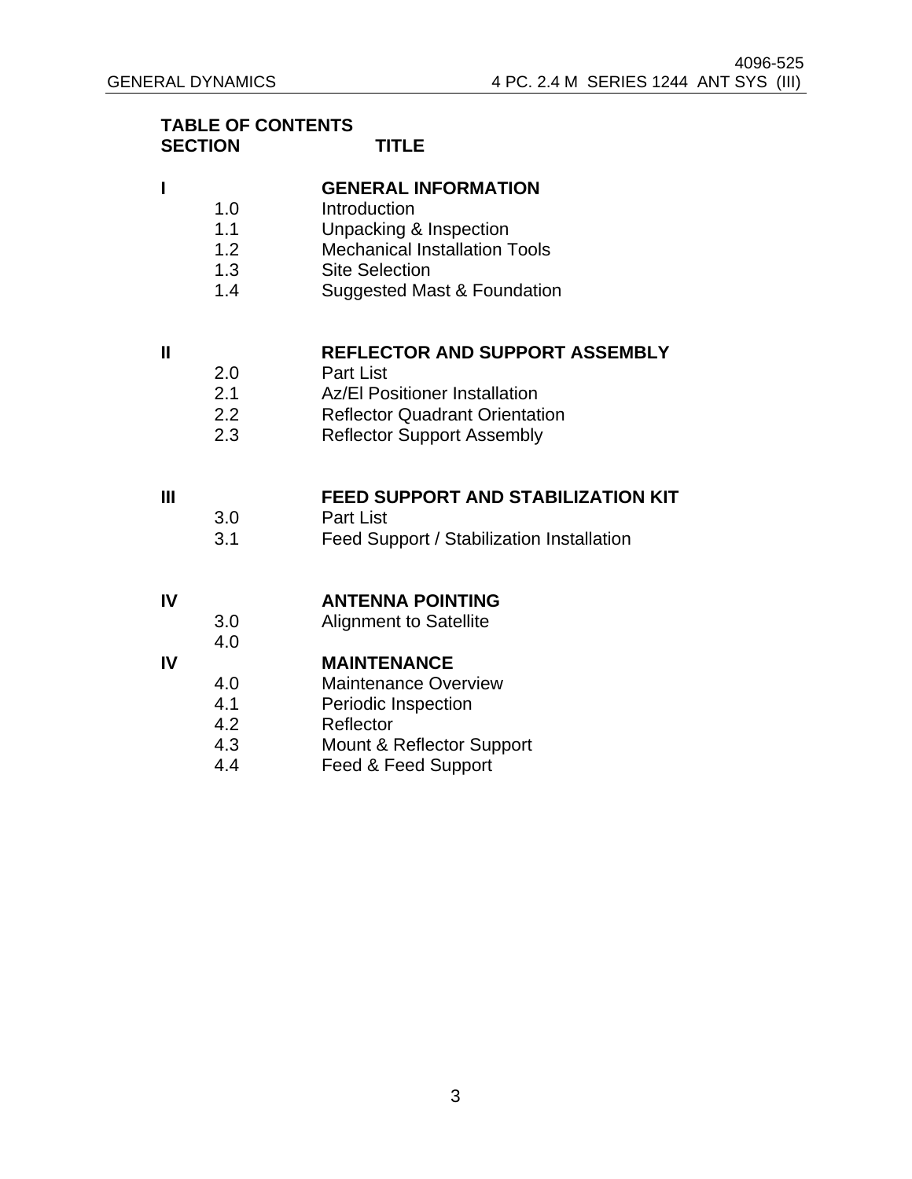## TABLE OF CONTENTS

| SECTION | | TITLE |
|---|---|---|
| **I** | | **GENERAL INFORMATION** |
| | 1.0 | Introduction |
| | 1.1 | Unpacking & Inspection |
| | 1.2 | Mechanical Installation Tools |
| | 1.3 | Site Selection |
| | 1.4 | Suggested Mast & Foundation |
| **II** | | **REFLECTOR AND SUPPORT ASSEMBLY** |
| | 2.0 | Part List |
| | 2.1 | Az/El Positioner Installation |
| | 2.2 | Reflector Quadrant Orientation |
| | 2.3 | Reflector Support Assembly |
| **III** | | **FEED SUPPORT AND STABILIZATION KIT** |
| | 3.0 | Part List |
| | 3.1 | Feed Support / Stabilization Installation |
| **IV** | | **ANTENNA POINTING** |
| | 3.0 | Alignment to Satellite |
| | 4.0 | |
| **IV** | | **MAINTENANCE** |
| | 4.0 | Maintenance Overview |
| | 4.1 | Periodic Inspection |
| | 4.2 | Reflector |
| | 4.3 | Mount & Reflector Support |
| | 4.4 | Feed & Feed Support |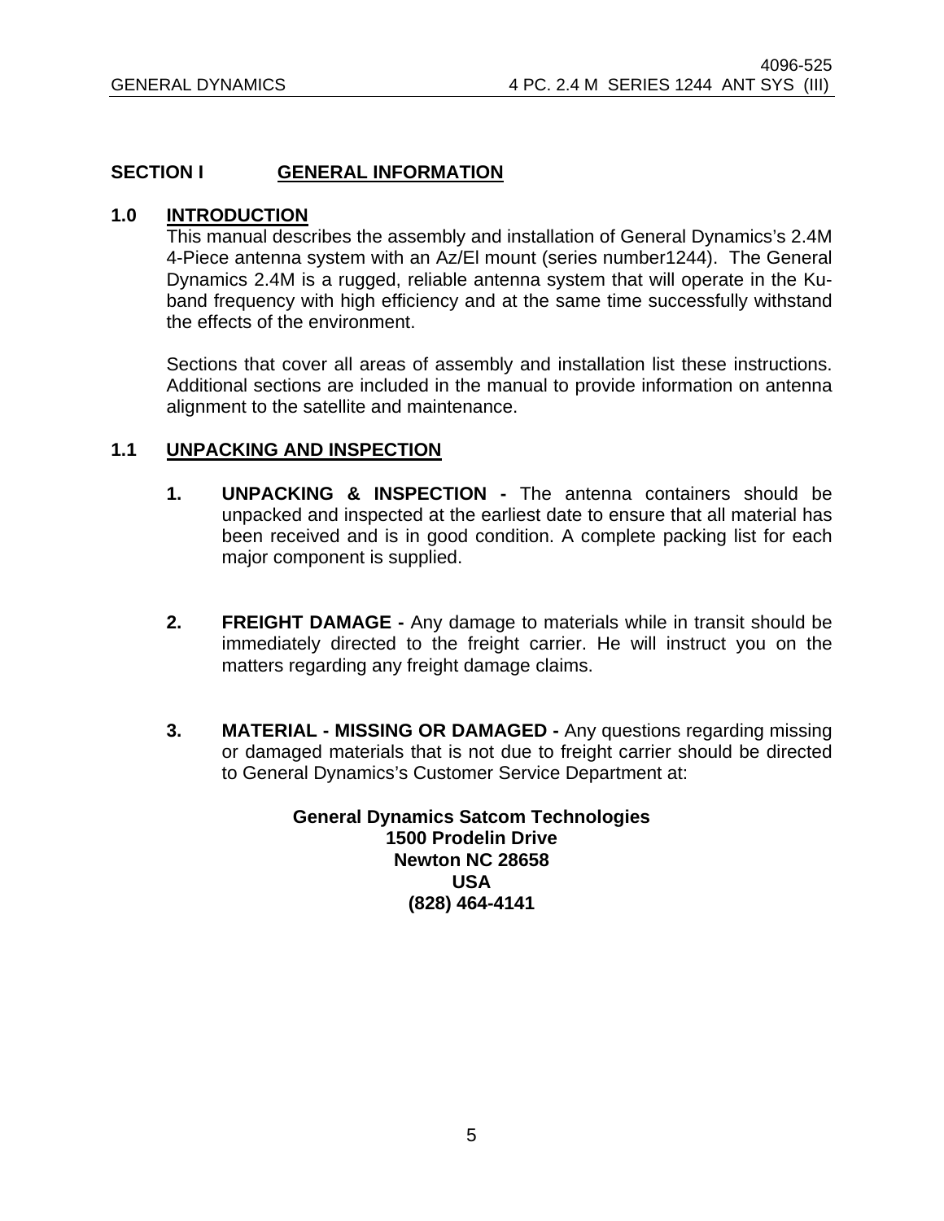# SECTION I GENERAL INFORMATION

## 1.0 INTRODUCTION

This manual describes the assembly and installation of General Dynamics's 2.4M 4-Piece antenna system with an Az/El mount (series number1244). The General Dynamics 2.4M is a rugged, reliable antenna system that will operate in the Ku-band frequency with high efficiency and at the same time successfully withstand the effects of the environment.

Sections that cover all areas of assembly and installation list these instructions. Additional sections are included in the manual to provide information on antenna alignment to the satellite and maintenance.

## 1.1 UNPACKING AND INSPECTION

1. **UNPACKING & INSPECTION -** The antenna containers should be unpacked and inspected at the earliest date to ensure that all material has been received and is in good condition. A complete packing list for each major component is supplied.

2. **FREIGHT DAMAGE -** Any damage to materials while in transit should be immediately directed to the freight carrier. He will instruct you on the matters regarding any freight damage claims.

3. **MATERIAL - MISSING OR DAMAGED -** Any questions regarding missing or damaged materials that is not due to freight carrier should be directed to General Dynamics's Customer Service Department at:

**General Dynamics Satcom Technologies**
**1500 Prodelin Drive**
**Newton NC 28658**
**USA**
**(828) 464-4141**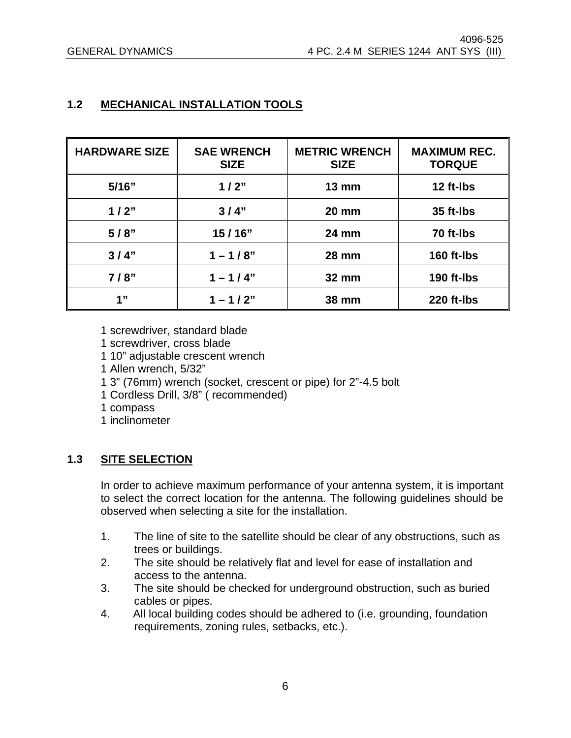## 1.2 MECHANICAL INSTALLATION TOOLS

| HARDWARE SIZE | SAE WRENCH SIZE | METRIC WRENCH SIZE | MAXIMUM REC. TORQUE |
|---|---|---|---|
| 5/16” | 1 / 2” | 13 mm | 12 ft-lbs |
| 1 / 2” | 3 / 4” | 20 mm | 35 ft-lbs |
| 5 / 8” | 15 / 16” | 24 mm | 70 ft-lbs |
| 3 / 4” | 1 – 1 / 8” | 28 mm | 160 ft-lbs |
| 7 / 8” | 1 – 1 / 4” | 32 mm | 190 ft-lbs |
| 1” | 1 – 1 / 2” | 38 mm | 220 ft-lbs |

1 screwdriver, standard blade
1 screwdriver, cross blade
1 10” adjustable crescent wrench
1 Allen wrench, 5/32”
1 3” (76mm) wrench (socket, crescent or pipe) for 2”-4.5 bolt
1 Cordless Drill, 3/8” ( recommended)
1 compass
1 inclinometer

## 1.3 SITE SELECTION

In order to achieve maximum performance of your antenna system, it is important to select the correct location for the antenna. The following guidelines should be observed when selecting a site for the installation.

1. The line of site to the satellite should be clear of any obstructions, such as trees or buildings.
2. The site should be relatively flat and level for ease of installation and access to the antenna.
3. The site should be checked for underground obstruction, such as buried cables or pipes.
4. All local building codes should be adhered to (i.e. grounding, foundation requirements, zoning rules, setbacks, etc.).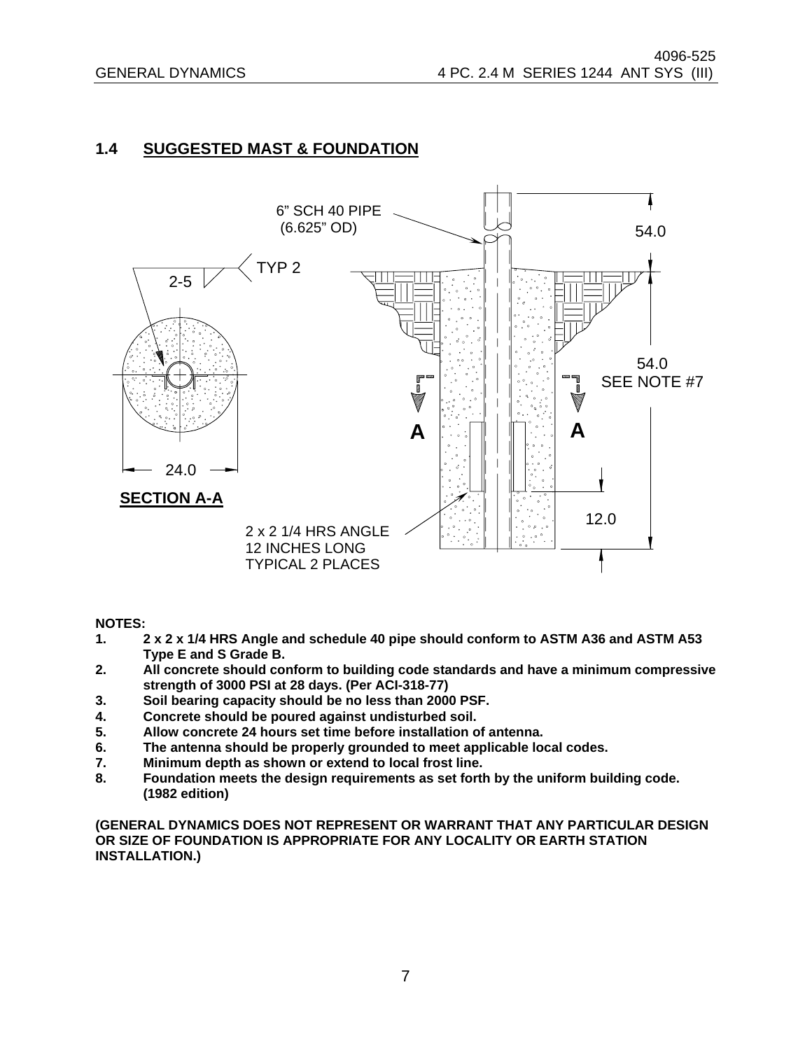## 1.4 SUGGESTED MAST & FOUNDATION

6" SCH 40 PIPE (6.625" OD)

54.0

TYP 2

2-5

54.0 SEE NOTE #7

A A

24.0

**SECTION A-A**

12.0

2 x 2 1/4 HRS ANGLE 12 INCHES LONG TYPICAL 2 PLACES

**NOTES:**

1. **2 x 2 x 1/4 HRS Angle and schedule 40 pipe should conform to ASTM A36 and ASTM A53 Type E and S Grade B.**
2. **All concrete should conform to building code standards and have a minimum compressive strength of 3000 PSI at 28 days. (Per ACI-318-77)**
3. **Soil bearing capacity should be no less than 2000 PSF.**
4. **Concrete should be poured against undisturbed soil.**
5. **Allow concrete 24 hours set time before installation of antenna.**
6. **The antenna should be properly grounded to meet applicable local codes.**
7. **Minimum depth as shown or extend to local frost line.**
8. **Foundation meets the design requirements as set forth by the uniform building code. (1982 edition)**

**(GENERAL DYNAMICS DOES NOT REPRESENT OR WARRANT THAT ANY PARTICULAR DESIGN OR SIZE OF FOUNDATION IS APPROPRIATE FOR ANY LOCALITY OR EARTH STATION INSTALLATION.)**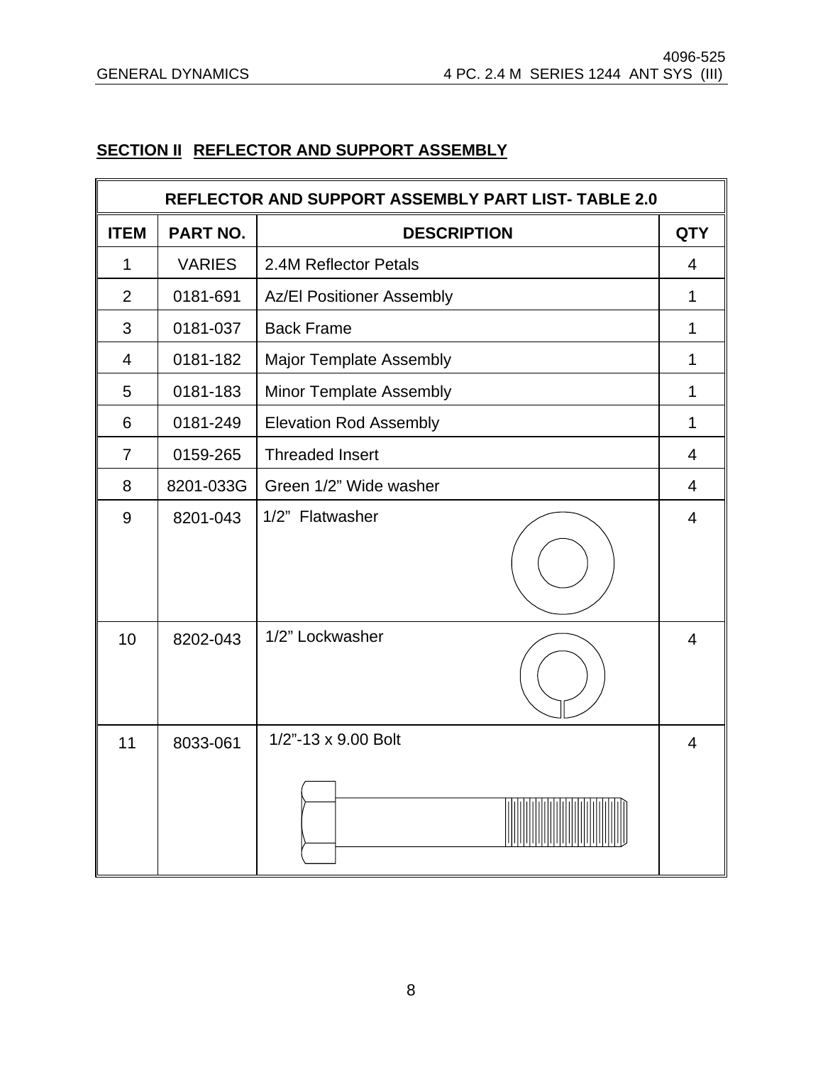## SECTION II REFLECTOR AND SUPPORT ASSEMBLY

| REFLECTOR AND SUPPORT ASSEMBLY PART LIST- TABLE 2.0 | | | |
|---|---|---|---|
| **ITEM** | **PART NO.** | **DESCRIPTION** | **QTY** |
| 1 | VARIES | 2.4M Reflector Petals | 4 |
| 2 | 0181-691 | Az/El Positioner Assembly | 1 |
| 3 | 0181-037 | Back Frame | 1 |
| 4 | 0181-182 | Major Template Assembly | 1 |
| 5 | 0181-183 | Minor Template Assembly | 1 |
| 6 | 0181-249 | Elevation Rod Assembly | 1 |
| 7 | 0159-265 | Threaded Insert | 4 |
| 8 | 8201-033G | Green 1/2" Wide washer | 4 |
| 9 | 8201-043 | 1/2" Flatwasher | 4 |
| 10 | 8202-043 | 1/2" Lockwasher | 4 |
| 11 | 8033-061 | 1/2"-13 x 9.00 Bolt | 4 |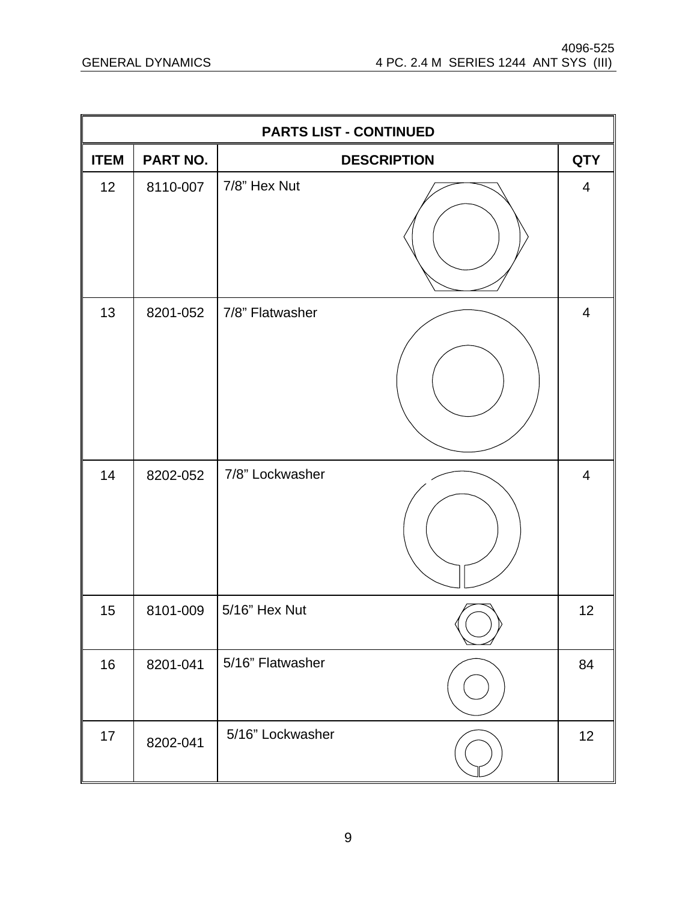| PARTS LIST - CONTINUED | | | |
|---|---|---|---|
| **ITEM** | **PART NO.** | **DESCRIPTION** | **QTY** |
| 12 | 8110-007 | 7/8" Hex Nut | 4 |
| 13 | 8201-052 | 7/8" Flatwasher | 4 |
| 14 | 8202-052 | 7/8" Lockwasher | 4 |
| 15 | 8101-009 | 5/16" Hex Nut | 12 |
| 16 | 8201-041 | 5/16" Flatwasher | 84 |
| 17 | 8202-041 | 5/16" Lockwasher | 12 |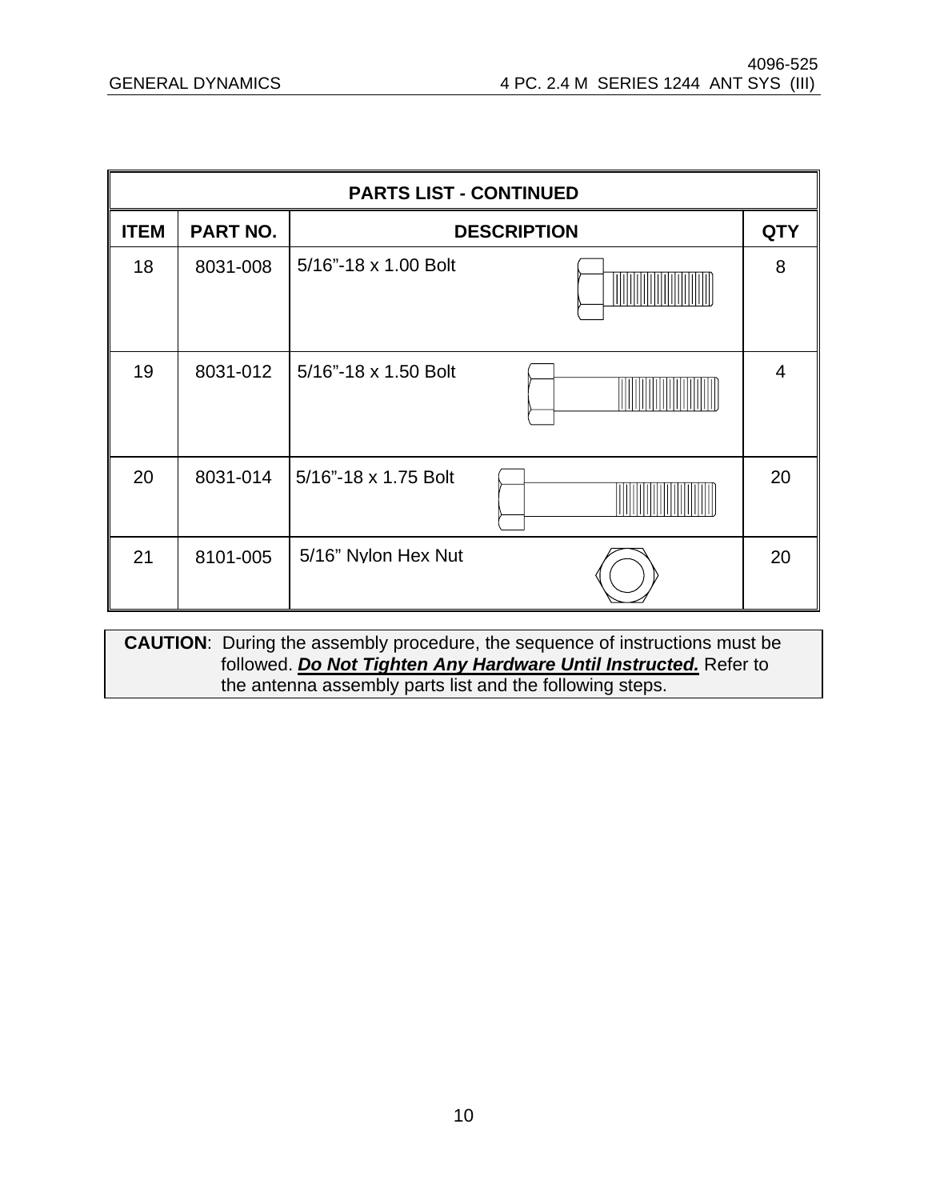| PARTS LIST - CONTINUED | | | |
|---|---|---|---|
| **ITEM** | **PART NO.** | **DESCRIPTION** | **QTY** |
| 18 | 8031-008 | 5/16”-18 x 1.00 Bolt | 8 |
| 19 | 8031-012 | 5/16”-18 x 1.50 Bolt | 4 |
| 20 | 8031-014 | 5/16”-18 x 1.75 Bolt | 20 |
| 21 | 8101-005 | 5/16” Nylon Hex Nut | 20 |

**CAUTION**: During the assembly procedure, the sequence of instructions must be followed. ***Do Not Tighten Any Hardware Until Instructed.*** Refer to the antenna assembly parts list and the following steps.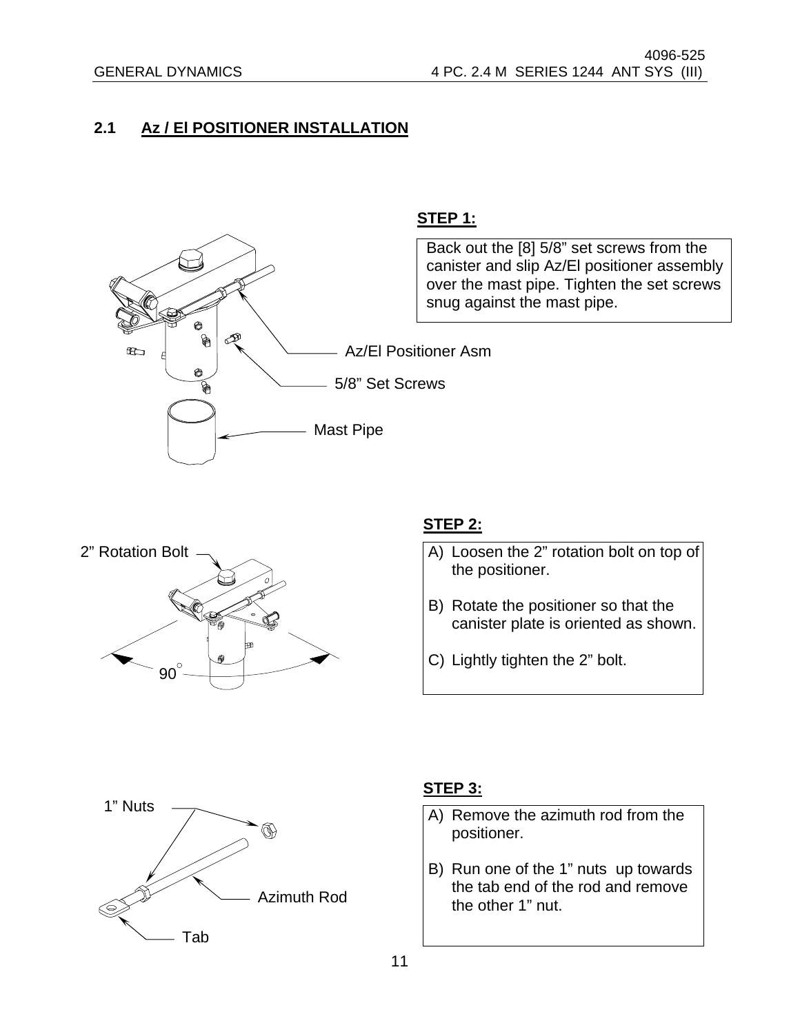## 2.1 Az / El POSITIONER INSTALLATION

**STEP 1:**

Back out the [8] 5/8” set screws from the canister and slip Az/El positioner assembly over the mast pipe. Tighten the set screws snug against the mast pipe.

Az/El Positioner Asm

5/8” Set Screws

Mast Pipe

**STEP 2:**

A) Loosen the 2” rotation bolt on top of the positioner.

B) Rotate the positioner so that the canister plate is oriented as shown.

C) Lightly tighten the 2” bolt.

2” Rotation Bolt

90°

**STEP 3:**

A) Remove the azimuth rod from the positioner.

B) Run one of the 1” nuts up towards the tab end of the rod and remove the other 1” nut.

1” Nuts

Azimuth Rod

Tab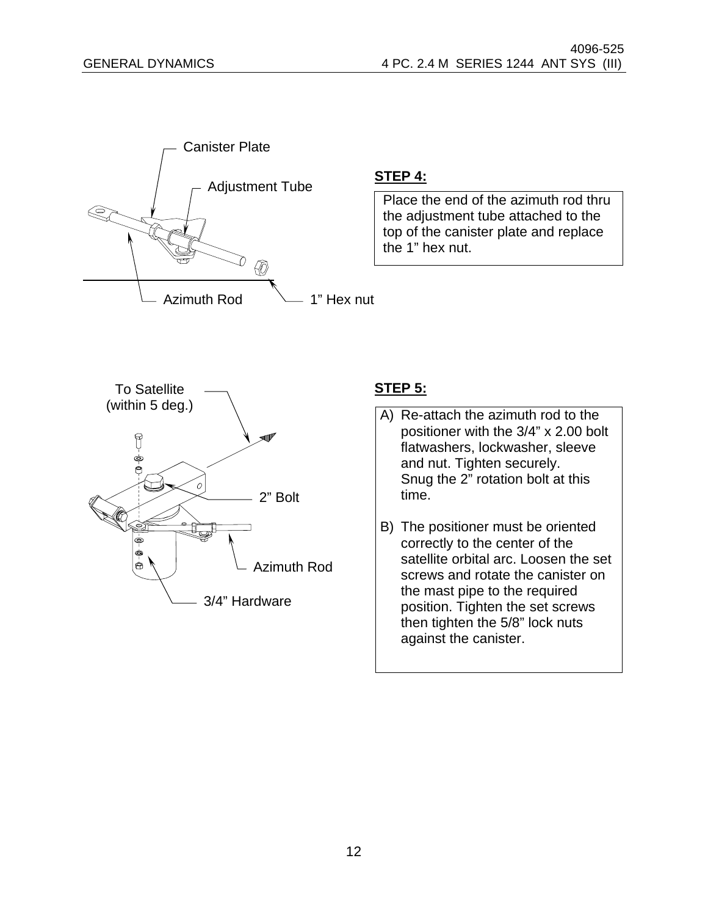Canister Plate

Adjustment Tube

Azimuth Rod

1” Hex nut

**STEP 4:**

Place the end of the azimuth rod thru the adjustment tube attached to the top of the canister plate and replace the 1” hex nut.

To Satellite (within 5 deg.)

2” Bolt

Azimuth Rod

3/4” Hardware

**STEP 5:**

A) Re-attach the azimuth rod to the positioner with the 3/4” x 2.00 bolt flatwashers, lockwasher, sleeve and nut. Tighten securely.
   Snug the 2” rotation bolt at this time.

B) The positioner must be oriented correctly to the center of the satellite orbital arc. Loosen the set screws and rotate the canister on the mast pipe to the required position. Tighten the set screws then tighten the 5/8” lock nuts against the canister.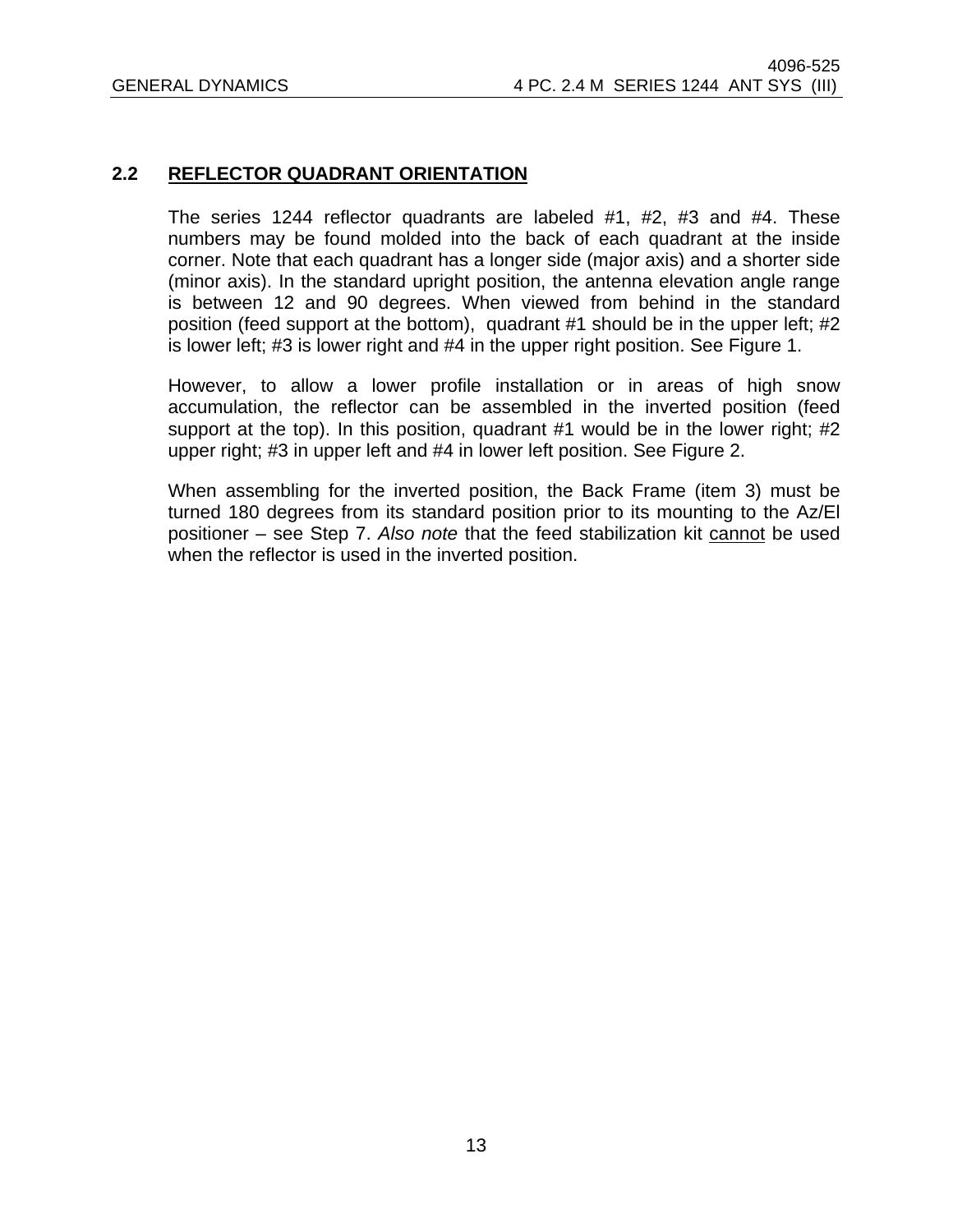## 2.2 REFLECTOR QUADRANT ORIENTATION

The series 1244 reflector quadrants are labeled #1, #2, #3 and #4. These numbers may be found molded into the back of each quadrant at the inside corner. Note that each quadrant has a longer side (major axis) and a shorter side (minor axis). In the standard upright position, the antenna elevation angle range is between 12 and 90 degrees. When viewed from behind in the standard position (feed support at the bottom), quadrant #1 should be in the upper left; #2 is lower left; #3 is lower right and #4 in the upper right position. See Figure 1.

However, to allow a lower profile installation or in areas of high snow accumulation, the reflector can be assembled in the inverted position (feed support at the top). In this position, quadrant #1 would be in the lower right; #2 upper right; #3 in upper left and #4 in lower left position. See Figure 2.

When assembling for the inverted position, the Back Frame (item 3) must be turned 180 degrees from its standard position prior to its mounting to the Az/El positioner – see Step 7. *Also note* that the feed stabilization kit <u>cannot</u> be used when the reflector is used in the inverted position.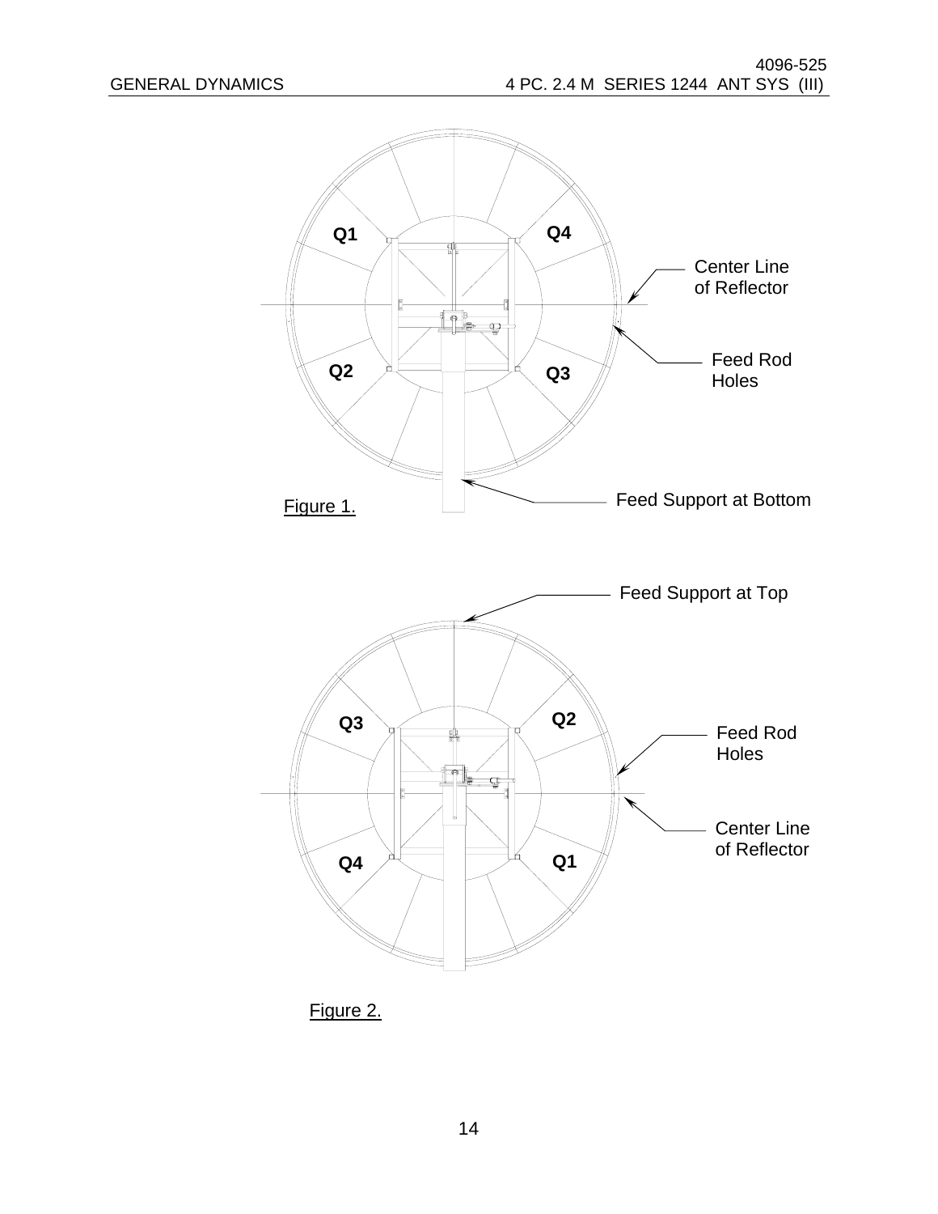Q1

Q4

Center Line of Reflector

Feed Rod Holes

Q2

Q3

Feed Support at Bottom

Figure 1.

Feed Support at Top

Q3

Q2

Feed Rod Holes

Center Line of Reflector

Q4

Q1

Figure 2.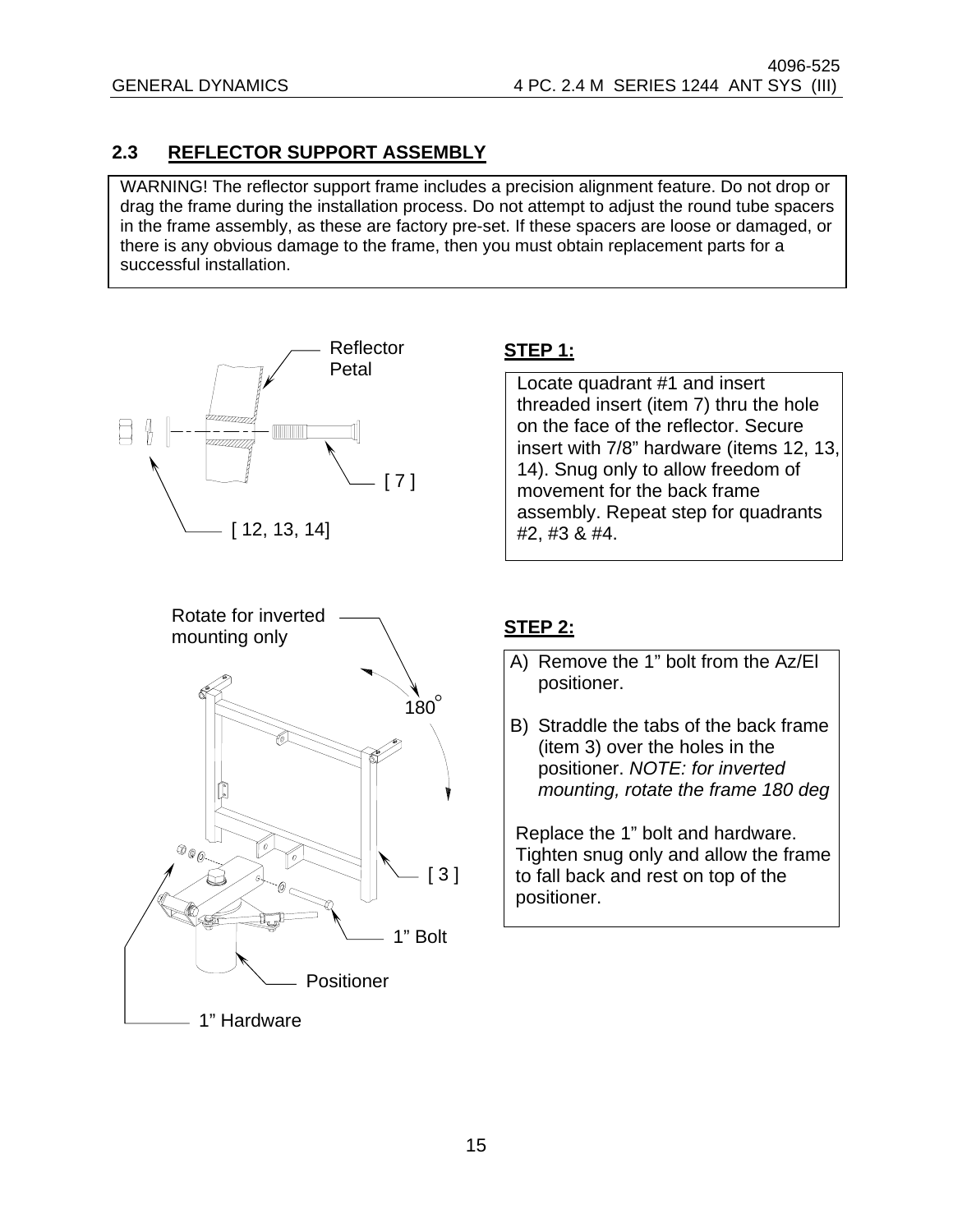## 2.3 REFLECTOR SUPPORT ASSEMBLY

WARNING! The reflector support frame includes a precision alignment feature. Do not drop or drag the frame during the installation process. Do not attempt to adjust the round tube spacers in the frame assembly, as these are factory pre-set. If these spacers are loose or damaged, or there is any obvious damage to the frame, then you must obtain replacement parts for a successful installation.

Reflector Petal

[ 7 ]

[ 12, 13, 14]

**STEP 1:**

Locate quadrant #1 and insert threaded insert (item 7) thru the hole on the face of the reflector. Secure insert with 7/8" hardware (items 12, 13, 14). Snug only to allow freedom of movement for the back frame assembly. Repeat step for quadrants #2, #3 & #4.

Rotate for inverted mounting only

180°

[ 3 ]

1" Bolt

Positioner

1" Hardware

**STEP 2:**

A) Remove the 1" bolt from the Az/El positioner.

B) Straddle the tabs of the back frame (item 3) over the holes in the positioner. *NOTE: for inverted mounting, rotate the frame 180 deg*

Replace the 1" bolt and hardware. Tighten snug only and allow the frame to fall back and rest on top of the positioner.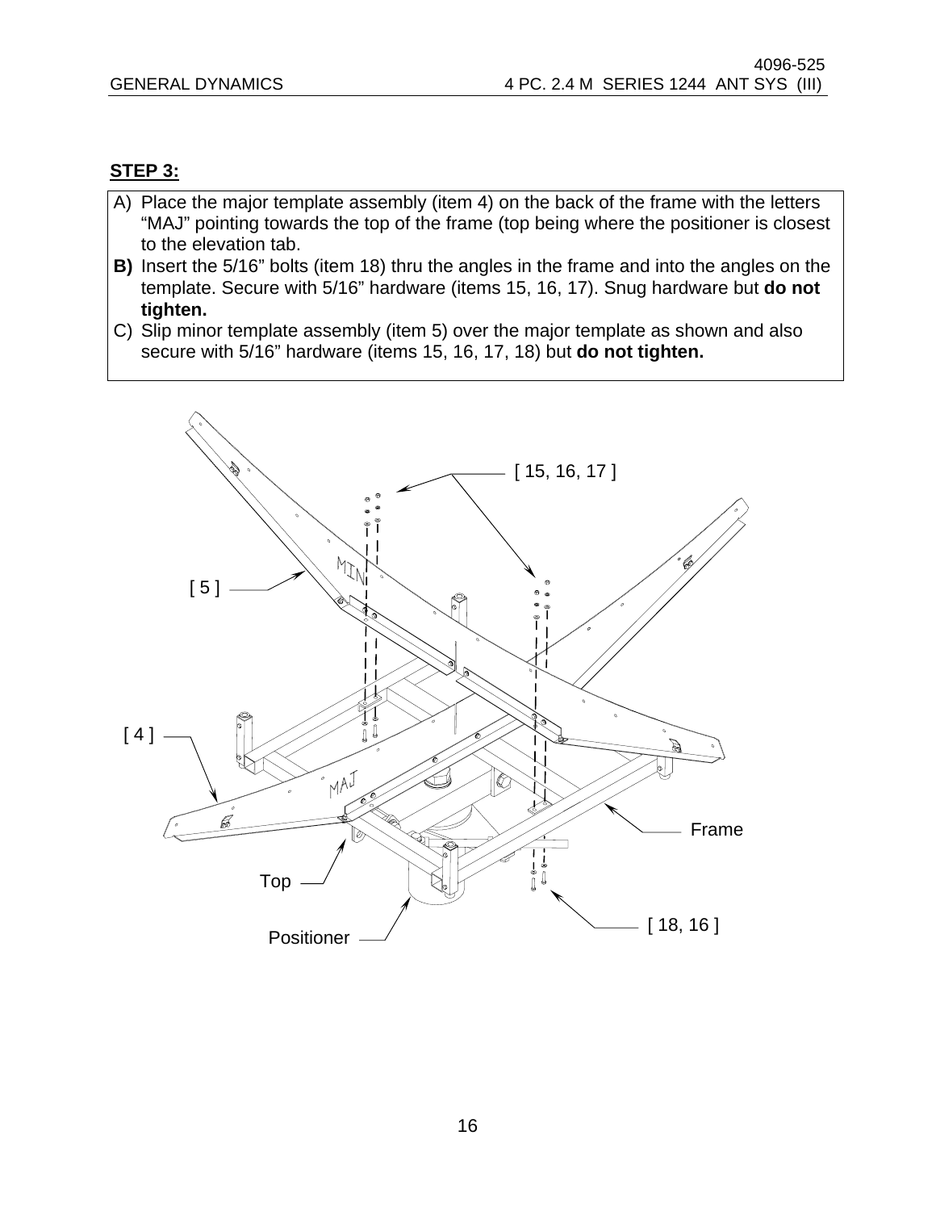**STEP 3:**

A) Place the major template assembly (item 4) on the back of the frame with the letters "MAJ" pointing towards the top of the frame (top being where the positioner is closest to the elevation tab.

**B)** Insert the 5/16" bolts (item 18) thru the angles in the frame and into the angles on the template. Secure with 5/16" hardware (items 15, 16, 17). Snug hardware but **do not tighten.**

C) Slip minor template assembly (item 5) over the major template as shown and also secure with 5/16" hardware (items 15, 16, 17, 18) but **do not tighten.**

[ 15, 16, 17 ]

[ 5 ]

[ 4 ]

Frame

Top

Positioner

[ 18, 16 ]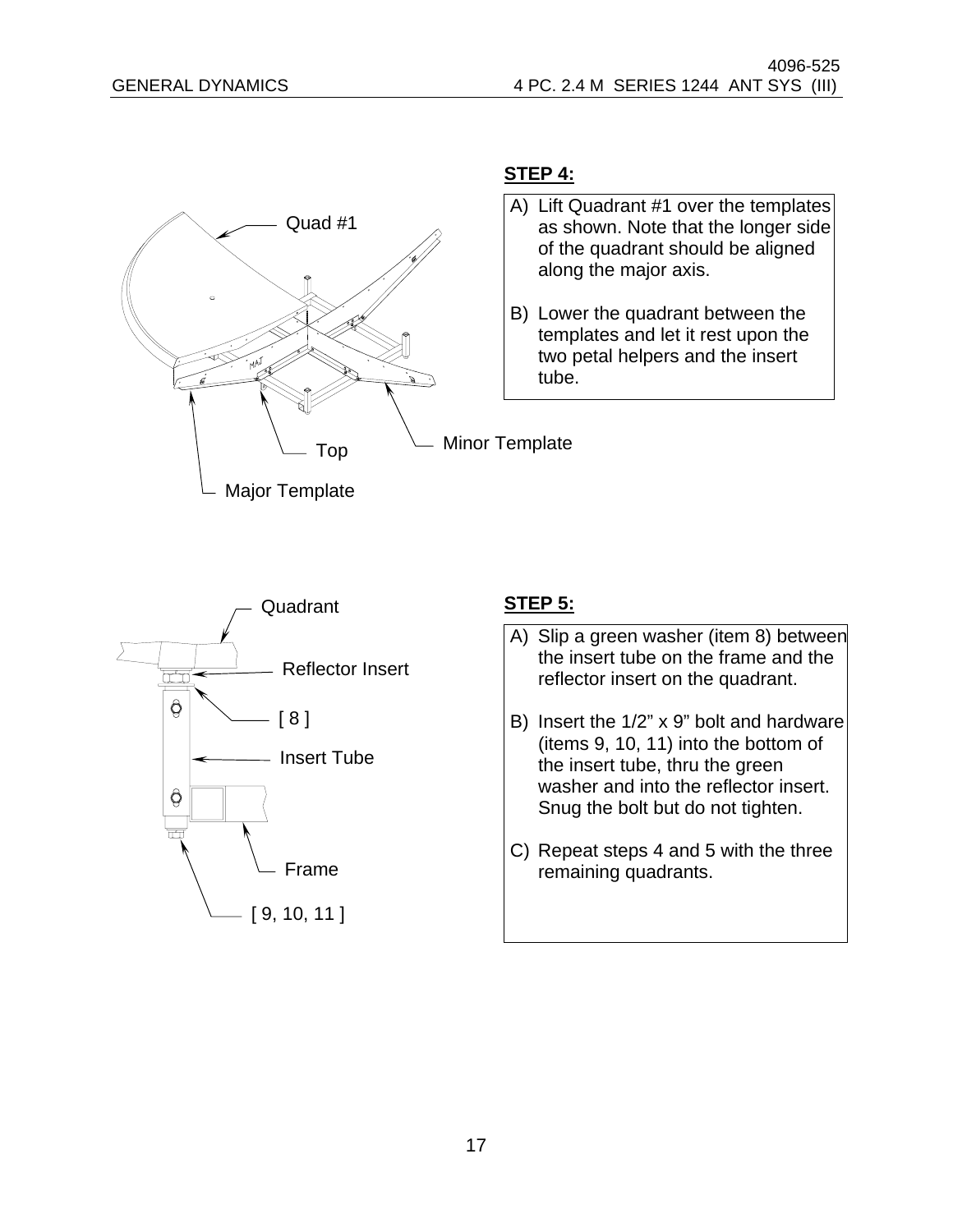Quad #1

Top

Minor Template

Major Template

**STEP 4:**

A) Lift Quadrant #1 over the templates as shown. Note that the longer side of the quadrant should be aligned along the major axis.

B) Lower the quadrant between the templates and let it rest upon the two petal helpers and the insert tube.

Quadrant

Reflector Insert

[ 8 ]

Insert Tube

Frame

[ 9, 10, 11 ]

**STEP 5:**

A) Slip a green washer (item 8) between the insert tube on the frame and the reflector insert on the quadrant.

B) Insert the 1/2" x 9" bolt and hardware (items 9, 10, 11) into the bottom of the insert tube, thru the green washer and into the reflector insert. Snug the bolt but do not tighten.

C) Repeat steps 4 and 5 with the three remaining quadrants.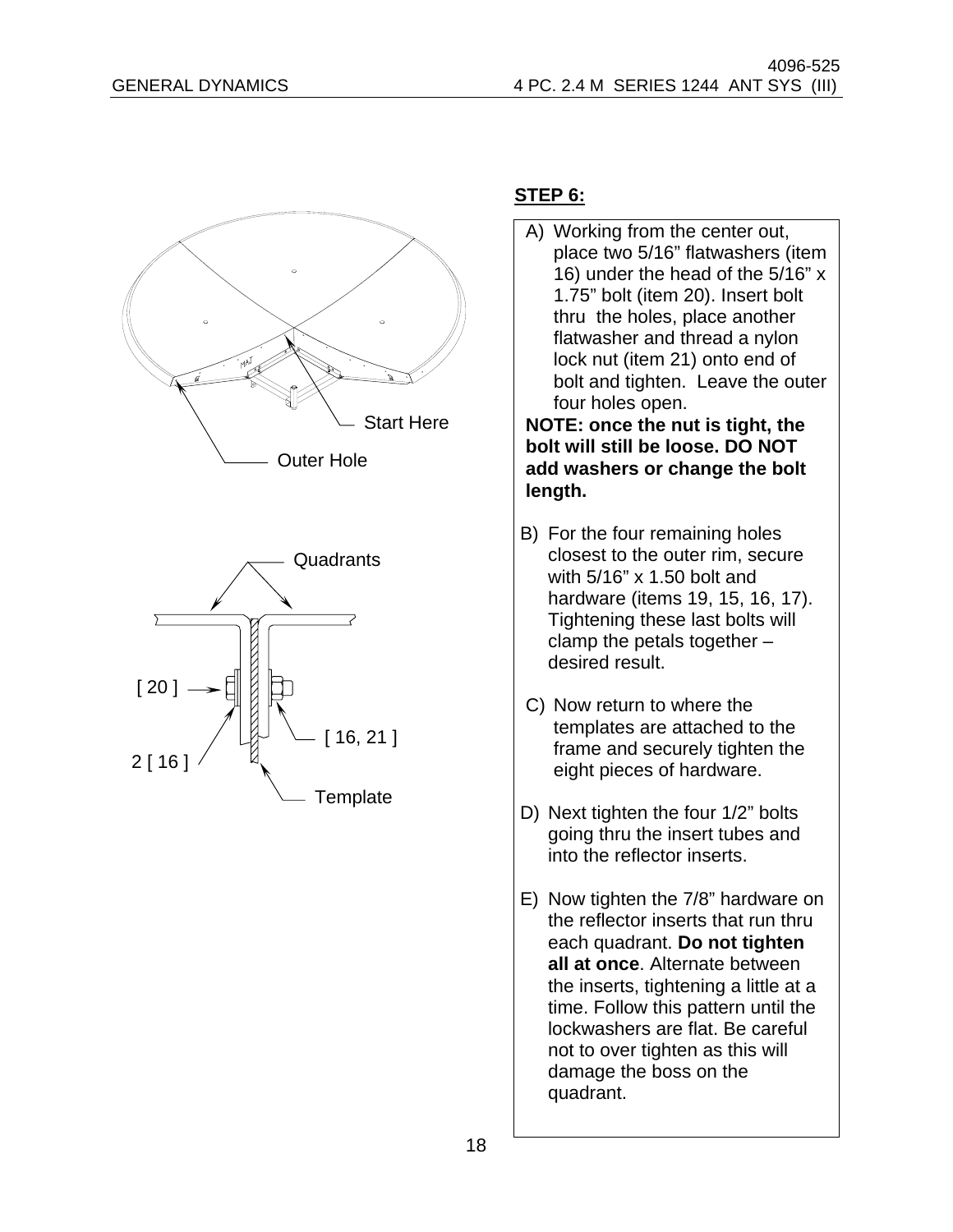## STEP 6:

A) Working from the center out, place two 5/16" flatwashers (item 16) under the head of the 5/16" x 1.75" bolt (item 20). Insert bolt thru the holes, place another flatwasher and thread a nylon lock nut (item 21) onto end of bolt and tighten. Leave the outer four holes open.

**NOTE: once the nut is tight, the bolt will still be loose. DO NOT add washers or change the bolt length.**

B) For the four remaining holes closest to the outer rim, secure with 5/16" x 1.50 bolt and hardware (items 19, 15, 16, 17). Tightening these last bolts will clamp the petals together – desired result.

C) Now return to where the templates are attached to the frame and securely tighten the eight pieces of hardware.

D) Next tighten the four 1/2" bolts going thru the insert tubes and into the reflector inserts.

E) Now tighten the 7/8" hardware on the reflector inserts that run thru each quadrant. **Do not tighten all at once**. Alternate between the inserts, tightening a little at a time. Follow this pattern until the lockwashers are flat. Be careful not to over tighten as this will damage the boss on the quadrant.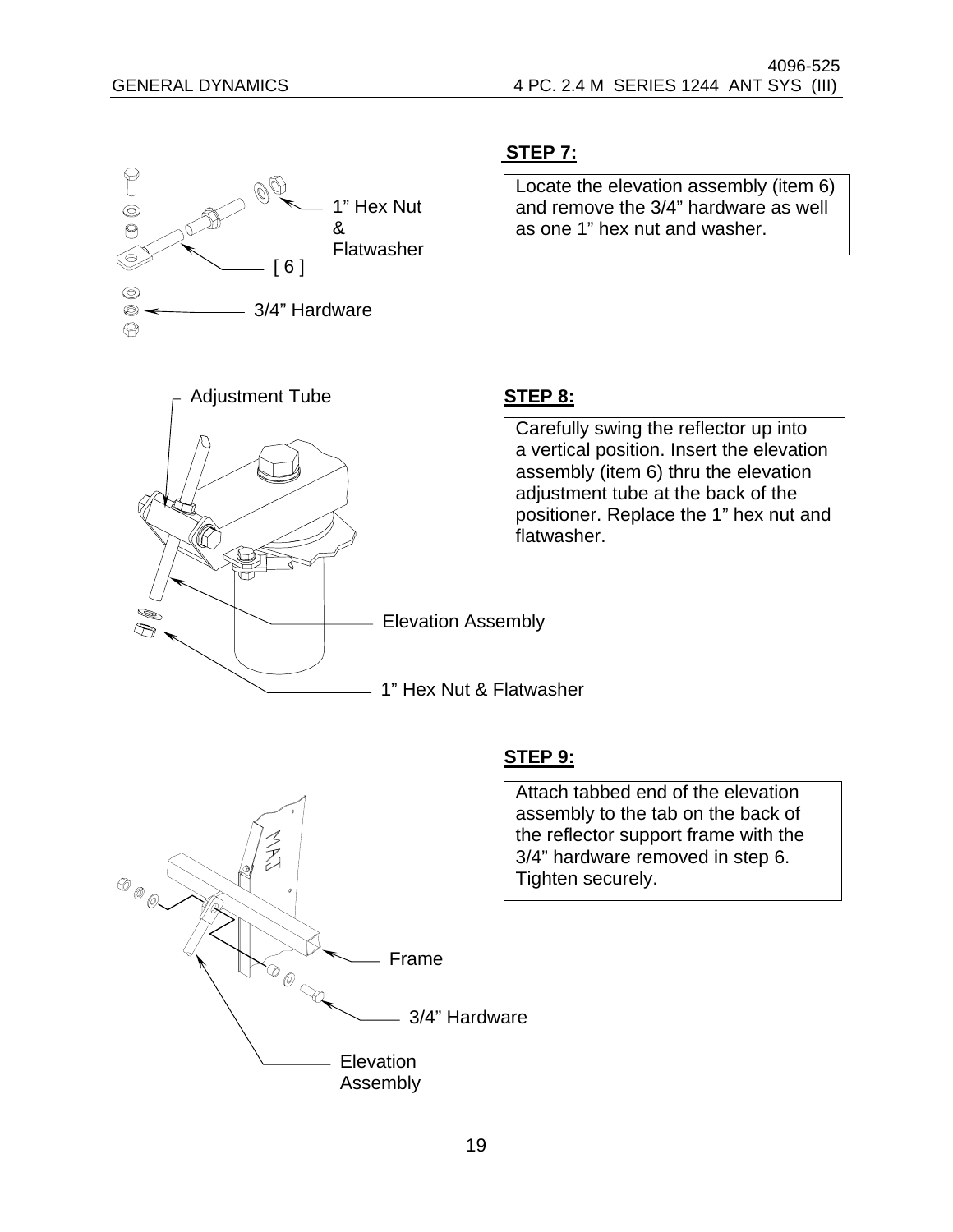1” Hex Nut & Flatwasher

[ 6 ]

3/4” Hardware

## STEP 7:

Locate the elevation assembly (item 6) and remove the 3/4” hardware as well as one 1” hex nut and washer.

Adjustment Tube

Elevation Assembly

1” Hex Nut & Flatwasher

## STEP 8:

Carefully swing the reflector up into a vertical position. Insert the elevation assembly (item 6) thru the elevation adjustment tube at the back of the positioner. Replace the 1” hex nut and flatwasher.

Frame

3/4” Hardware

Elevation Assembly

## STEP 9:

Attach tabbed end of the elevation assembly to the tab on the back of the reflector support frame with the 3/4” hardware removed in step 6. Tighten securely.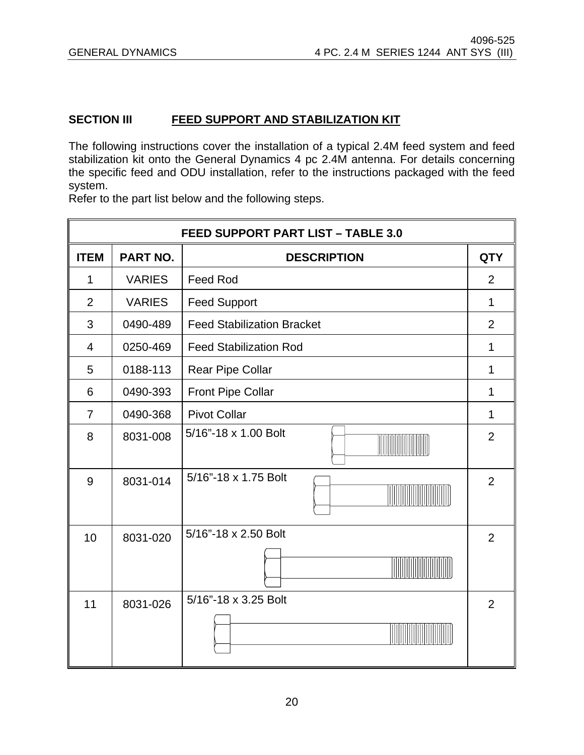## SECTION III FEED SUPPORT AND STABILIZATION KIT

The following instructions cover the installation of a typical 2.4M feed system and feed stabilization kit onto the General Dynamics 4 pc 2.4M antenna. For details concerning the specific feed and ODU installation, refer to the instructions packaged with the feed system.
Refer to the part list below and the following steps.

| FEED SUPPORT PART LIST – TABLE 3.0 | | | |
|---|---|---|---|
| **ITEM** | **PART NO.** | **DESCRIPTION** | **QTY** |
| 1 | VARIES | Feed Rod | 2 |
| 2 | VARIES | Feed Support | 1 |
| 3 | 0490-489 | Feed Stabilization Bracket | 2 |
| 4 | 0250-469 | Feed Stabilization Rod | 1 |
| 5 | 0188-113 | Rear Pipe Collar | 1 |
| 6 | 0490-393 | Front Pipe Collar | 1 |
| 7 | 0490-368 | Pivot Collar | 1 |
| 8 | 8031-008 | 5/16"-18 x 1.00 Bolt | 2 |
| 9 | 8031-014 | 5/16"-18 x 1.75 Bolt | 2 |
| 10 | 8031-020 | 5/16"-18 x 2.50 Bolt | 2 |
| 11 | 8031-026 | 5/16"-18 x 3.25 Bolt | 2 |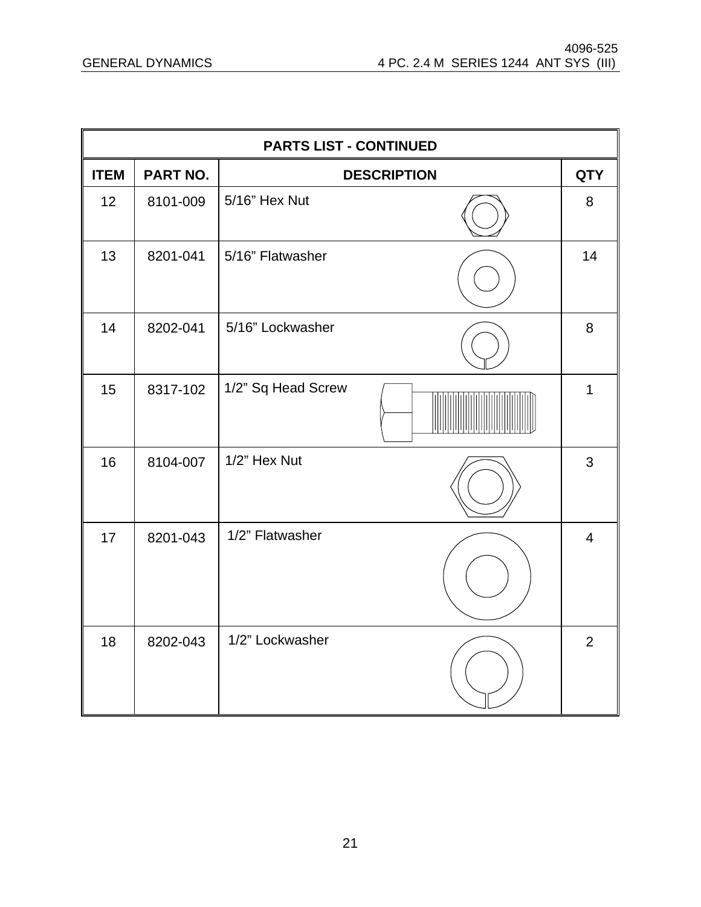| PARTS LIST - CONTINUED | | | |
|---|---|---|---|
| ITEM | PART NO. | DESCRIPTION | QTY |
| 12 | 8101-009 | 5/16” Hex Nut | 8 |
| 13 | 8201-041 | 5/16” Flatwasher | 14 |
| 14 | 8202-041 | 5/16” Lockwasher | 8 |
| 15 | 8317-102 | 1/2” Sq Head Screw | 1 |
| 16 | 8104-007 | 1/2” Hex Nut | 3 |
| 17 | 8201-043 | 1/2” Flatwasher | 4 |
| 18 | 8202-043 | 1/2” Lockwasher | 2 |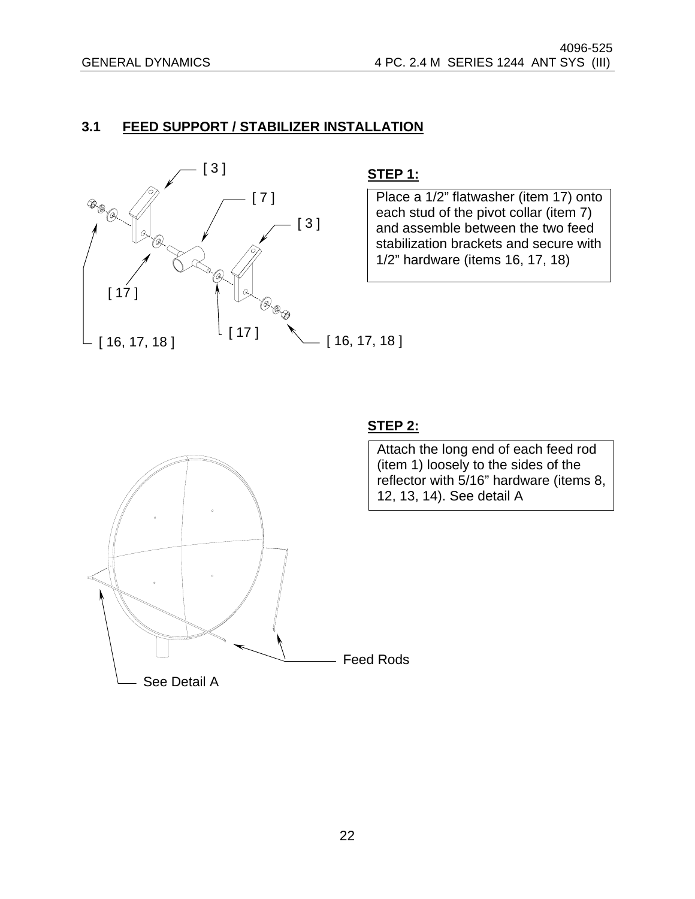## 3.1 FEED SUPPORT / STABILIZER INSTALLATION

[ 3 ]

[ 7 ]

[ 3 ]

[ 17 ]

[ 17 ]

[ 16, 17, 18 ]

[ 16, 17, 18 ]

**STEP 1:**

Place a 1/2" flatwasher (item 17) onto each stud of the pivot collar (item 7) and assemble between the two feed stabilization brackets and secure with 1/2" hardware (items 16, 17, 18)

**STEP 2:**

Attach the long end of each feed rod (item 1) loosely to the sides of the reflector with 5/16" hardware (items 8, 12, 13, 14). See detail A

Feed Rods

See Detail A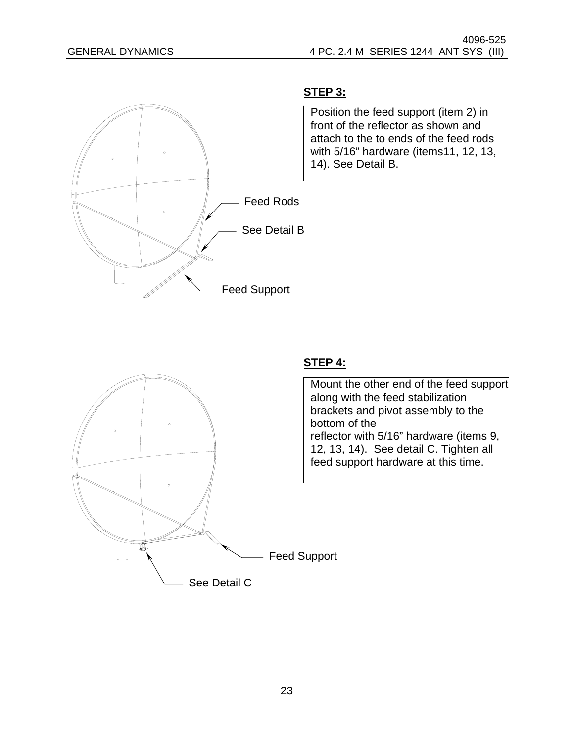**STEP 3:**

Position the feed support (item 2) in front of the reflector as shown and attach to the to ends of the feed rods with 5/16" hardware (items11, 12, 13, 14). See Detail B.

Feed Rods

See Detail B

Feed Support

**STEP 4:**

Mount the other end of the feed support along with the feed stabilization brackets and pivot assembly to the bottom of the reflector with 5/16" hardware (items 9, 12, 13, 14). See detail C. Tighten all feed support hardware at this time.

Feed Support

See Detail C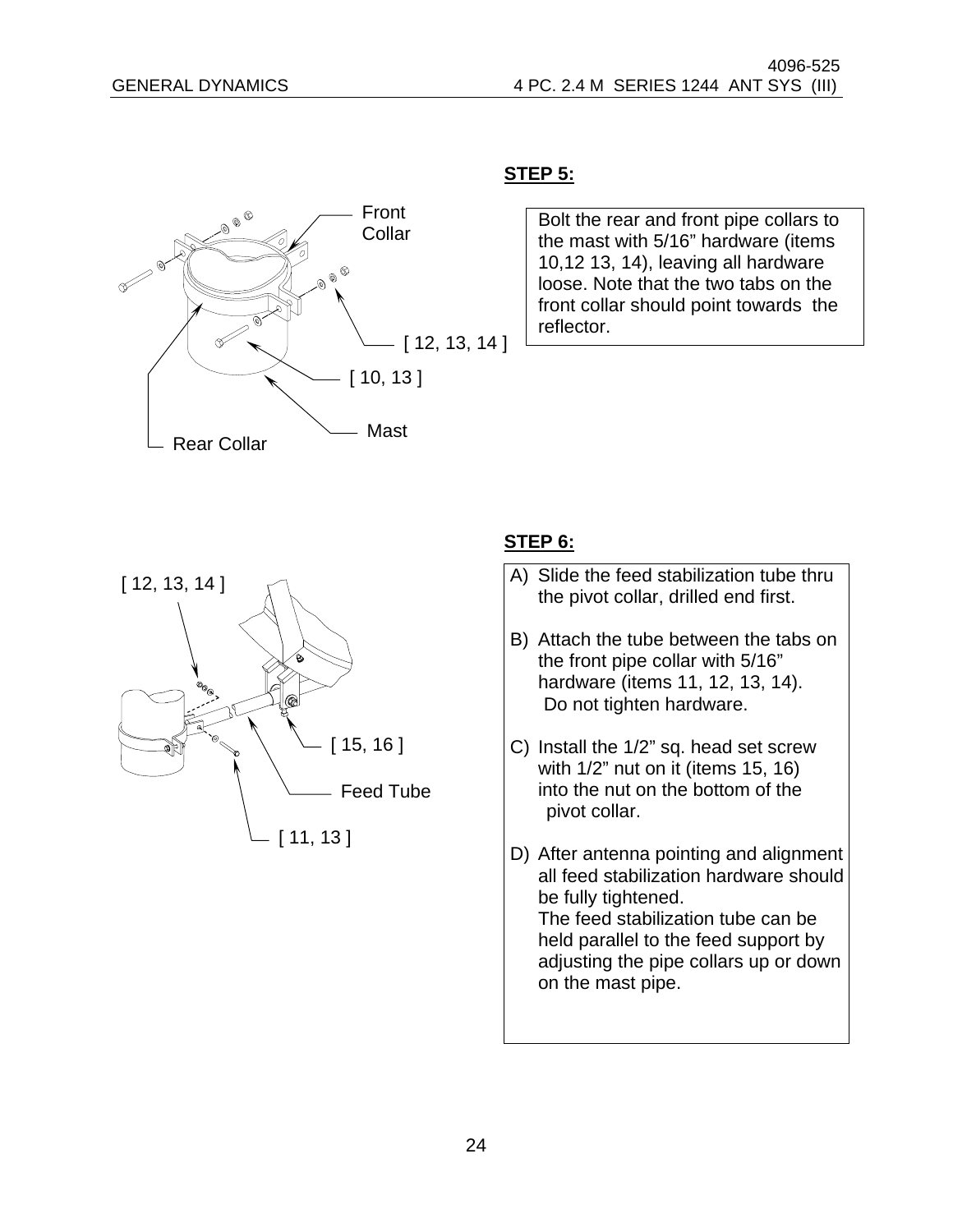**STEP 5:**

Front Collar

[ 12, 13, 14 ]

[ 10, 13 ]

Mast

Rear Collar

Bolt the rear and front pipe collars to the mast with 5/16" hardware (items 10,12 13, 14), leaving all hardware loose. Note that the two tabs on the front collar should point towards the reflector.

**STEP 6:**

[ 12, 13, 14 ]

[ 15, 16 ]

Feed Tube

[ 11, 13 ]

A) Slide the feed stabilization tube thru the pivot collar, drilled end first.

B) Attach the tube between the tabs on the front pipe collar with 5/16" hardware (items 11, 12, 13, 14). Do not tighten hardware.

C) Install the 1/2" sq. head set screw with 1/2" nut on it (items 15, 16) into the nut on the bottom of the pivot collar.

D) After antenna pointing and alignment all feed stabilization hardware should be fully tightened.
The feed stabilization tube can be held parallel to the feed support by adjusting the pipe collars up or down on the mast pipe.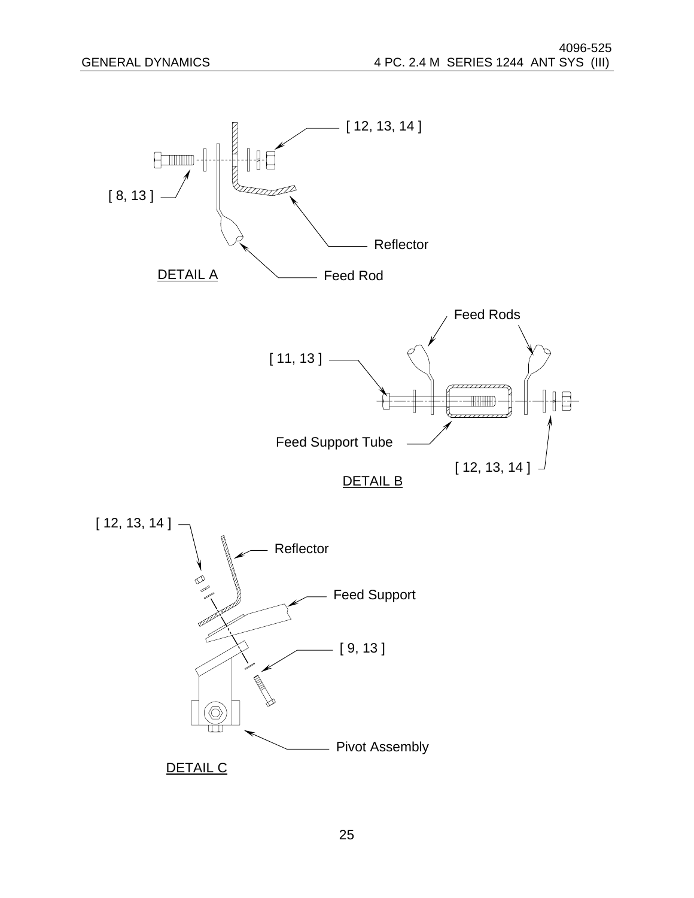[ 12, 13, 14 ]

[ 8, 13 ]

Reflector

Feed Rod

DETAIL A

Feed Rods

[ 11, 13 ]

Feed Support Tube

[ 12, 13, 14 ]

DETAIL B

[ 12, 13, 14 ]

Reflector

Feed Support

[ 9, 13 ]

Pivot Assembly

DETAIL C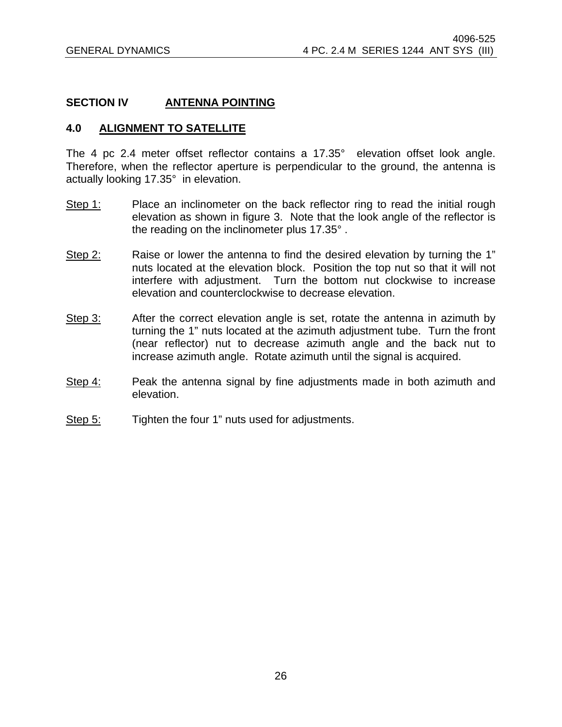## SECTION IV ANTENNA POINTING

### 4.0 ALIGNMENT TO SATELLITE

The 4 pc 2.4 meter offset reflector contains a 17.35° elevation offset look angle. Therefore, when the reflector aperture is perpendicular to the ground, the antenna is actually looking 17.35° in elevation.

Step 1: Place an inclinometer on the back reflector ring to read the initial rough elevation as shown in figure 3. Note that the look angle of the reflector is the reading on the inclinometer plus 17.35° .

Step 2: Raise or lower the antenna to find the desired elevation by turning the 1" nuts located at the elevation block. Position the top nut so that it will not interfere with adjustment. Turn the bottom nut clockwise to increase elevation and counterclockwise to decrease elevation.

Step 3: After the correct elevation angle is set, rotate the antenna in azimuth by turning the 1" nuts located at the azimuth adjustment tube. Turn the front (near reflector) nut to decrease azimuth angle and the back nut to increase azimuth angle. Rotate azimuth until the signal is acquired.

Step 4: Peak the antenna signal by fine adjustments made in both azimuth and elevation.

Step 5: Tighten the four 1" nuts used for adjustments.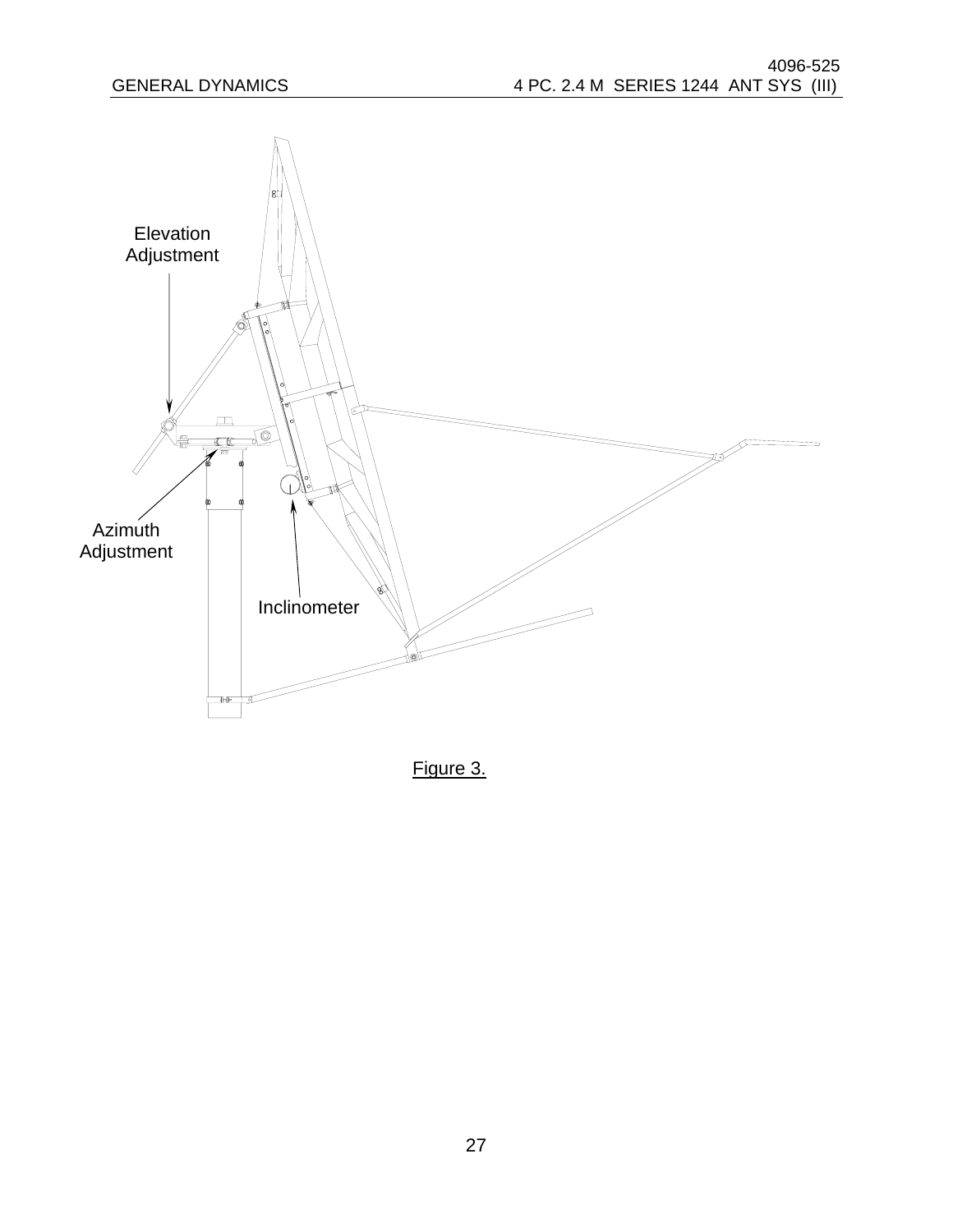Elevation Adjustment

Azimuth Adjustment

Inclinometer

Figure 3.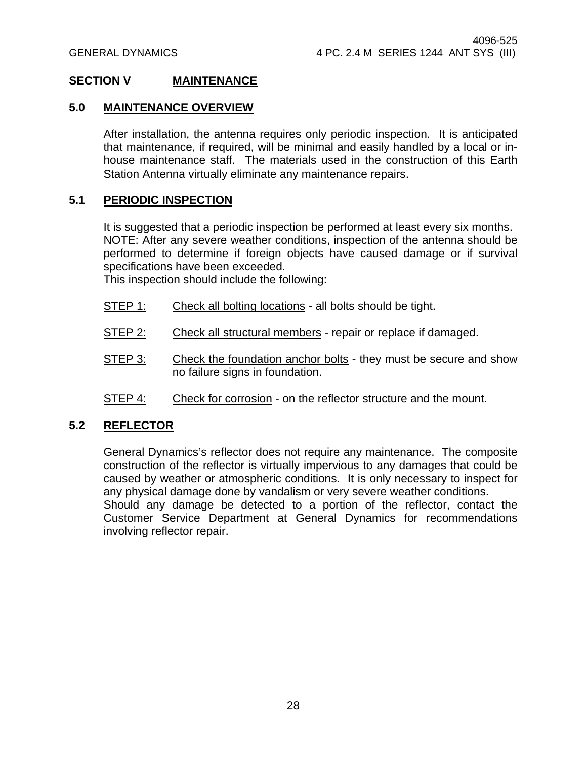## SECTION V MAINTENANCE

### 5.0 MAINTENANCE OVERVIEW

After installation, the antenna requires only periodic inspection. It is anticipated that maintenance, if required, will be minimal and easily handled by a local or in-house maintenance staff. The materials used in the construction of this Earth Station Antenna virtually eliminate any maintenance repairs.

### 5.1 PERIODIC INSPECTION

It is suggested that a periodic inspection be performed at least every six months.
NOTE: After any severe weather conditions, inspection of the antenna should be performed to determine if foreign objects have caused damage or if survival specifications have been exceeded.
This inspection should include the following:

STEP 1: Check all bolting locations - all bolts should be tight.

STEP 2: Check all structural members - repair or replace if damaged.

STEP 3: Check the foundation anchor bolts - they must be secure and show no failure signs in foundation.

STEP 4: Check for corrosion - on the reflector structure and the mount.

### 5.2 REFLECTOR

General Dynamics's reflector does not require any maintenance. The composite construction of the reflector is virtually impervious to any damages that could be caused by weather or atmospheric conditions. It is only necessary to inspect for any physical damage done by vandalism or very severe weather conditions.
Should any damage be detected to a portion of the reflector, contact the Customer Service Department at General Dynamics for recommendations involving reflector repair.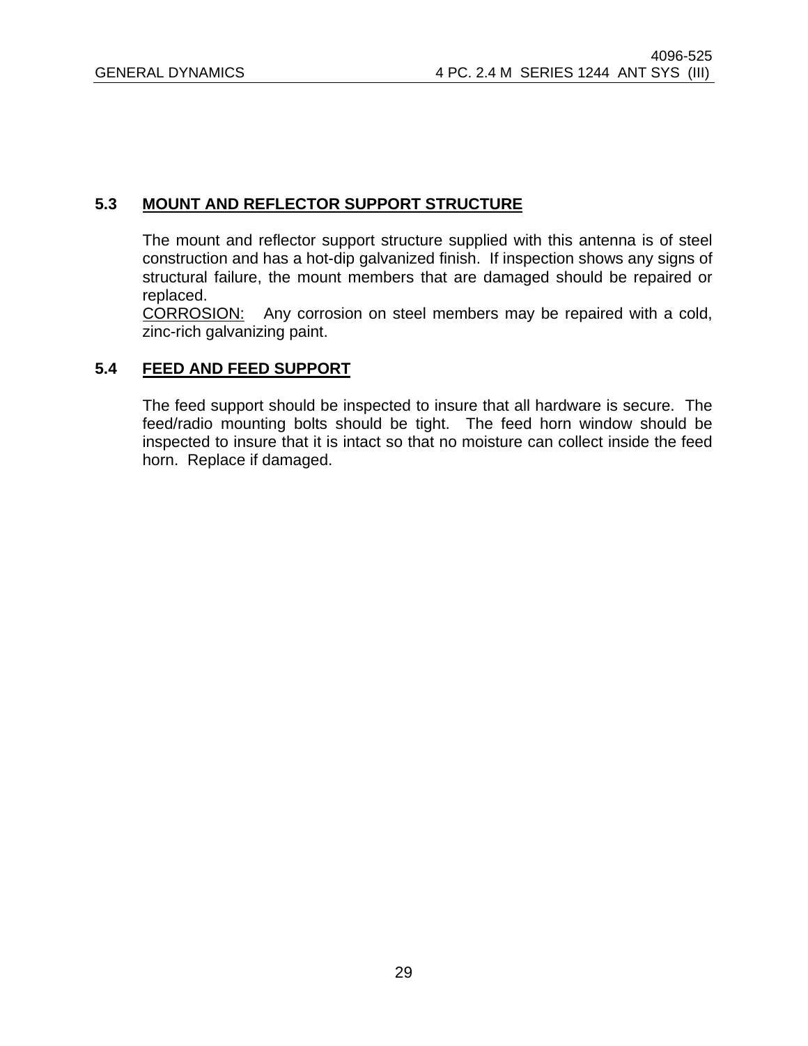## 5.3 MOUNT AND REFLECTOR SUPPORT STRUCTURE

The mount and reflector support structure supplied with this antenna is of steel construction and has a hot-dip galvanized finish. If inspection shows any signs of structural failure, the mount members that are damaged should be repaired or replaced.

CORROSION: Any corrosion on steel members may be repaired with a cold, zinc-rich galvanizing paint.

## 5.4 FEED AND FEED SUPPORT

The feed support should be inspected to insure that all hardware is secure. The feed/radio mounting bolts should be tight. The feed horn window should be inspected to insure that it is intact so that no moisture can collect inside the feed horn. Replace if damaged.